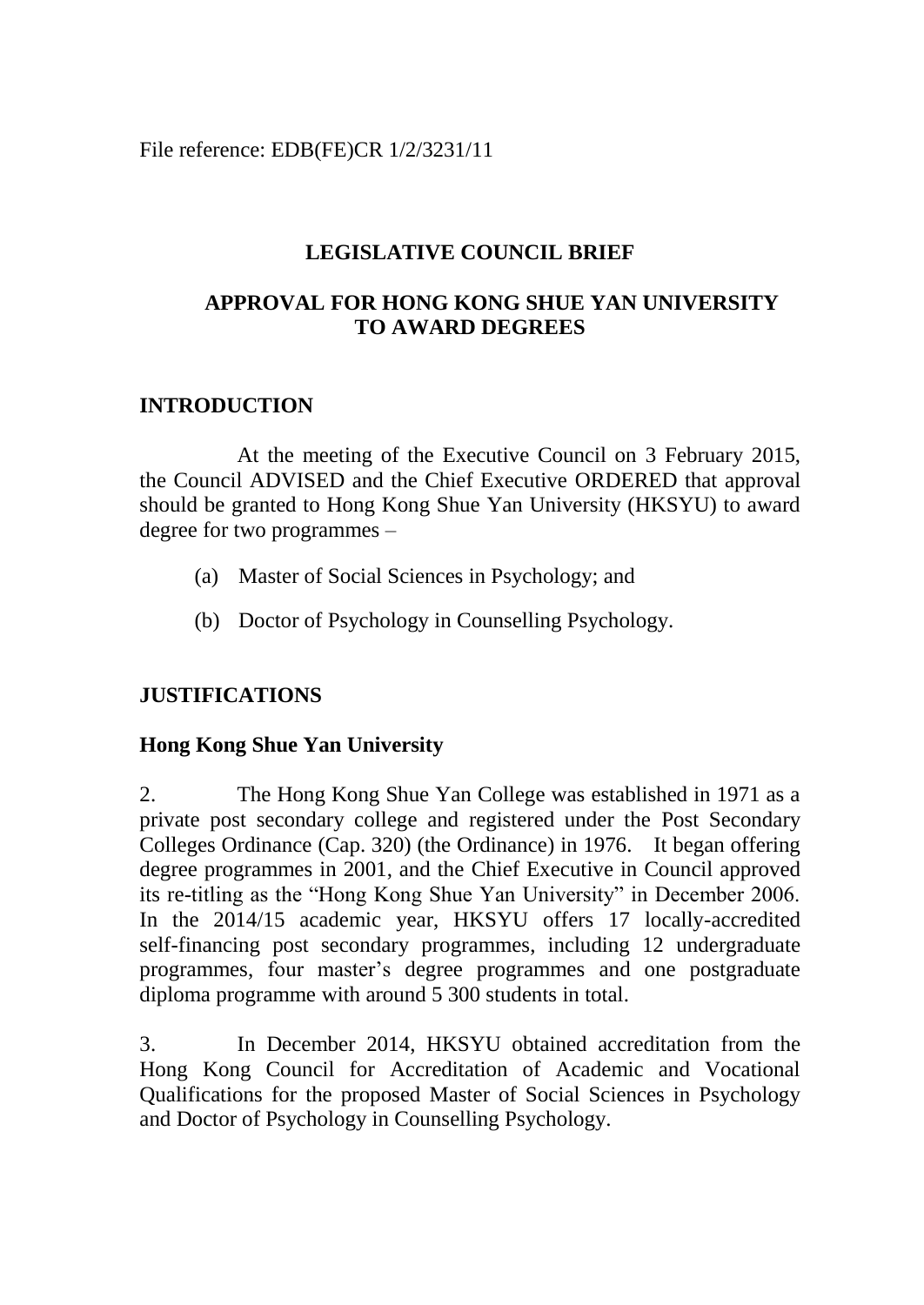File reference: EDB(FE)CR 1/2/3231/11

# LEGISLATIVE COUNCIL BRIEF

# APPROVAL FOR HONG KONG SHUE YAN UNIVERSITY TO AWARD DEGREES

## INTRODUCTION

At the meeting of the Executive Council on 3 February 2015, the Council ADVISED and the Chief Executive ORDERED that approval should be granted to Hong Kong Shue Yan University (HKSYU) to award degree for two programmes –

(a) Master of Social Sciences in Psychology; and

(b) Doctor of Psychology in Counselling Psychology.

## JUSTIFICATIONS

### Hong Kong Shue Yan University

2. The Hong Kong Shue Yan College was established in 1971 as a private post secondary college and registered under the Post Secondary Colleges Ordinance (Cap. 320) (the Ordinance) in 1976. It began offering degree programmes in 2001, and the Chief Executive in Council approved its re-titling as the "Hong Kong Shue Yan University" in December 2006. In the 2014/15 academic year, HKSYU offers 17 locally-accredited self-financing post secondary programmes, including 12 undergraduate programmes, four master's degree programmes and one postgraduate diploma programme with around 5 300 students in total.

3. In December 2014, HKSYU obtained accreditation from the Hong Kong Council for Accreditation of Academic and Vocational Qualifications for the proposed Master of Social Sciences in Psychology and Doctor of Psychology in Counselling Psychology.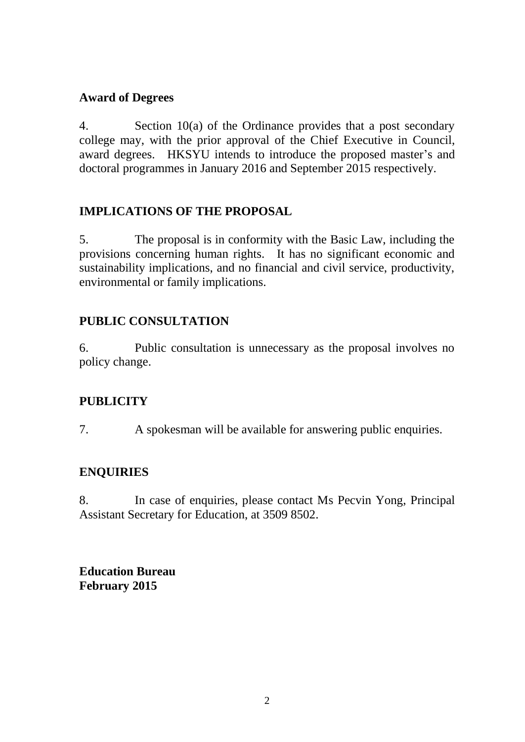**Award of Degrees**

4. Section 10(a) of the Ordinance provides that a post secondary college may, with the prior approval of the Chief Executive in Council, award degrees. HKSYU intends to introduce the proposed master's and doctoral programmes in January 2016 and September 2015 respectively.

## IMPLICATIONS OF THE PROPOSAL

5. The proposal is in conformity with the Basic Law, including the provisions concerning human rights. It has no significant economic and sustainability implications, and no financial and civil service, productivity, environmental or family implications.

## PUBLIC CONSULTATION

6. Public consultation is unnecessary as the proposal involves no policy change.

## PUBLICITY

7. A spokesman will be available for answering public enquiries.

## ENQUIRIES

8. In case of enquiries, please contact Ms Pecvin Yong, Principal Assistant Secretary for Education, at 3509 8502.

**Education Bureau**
**February 2015**